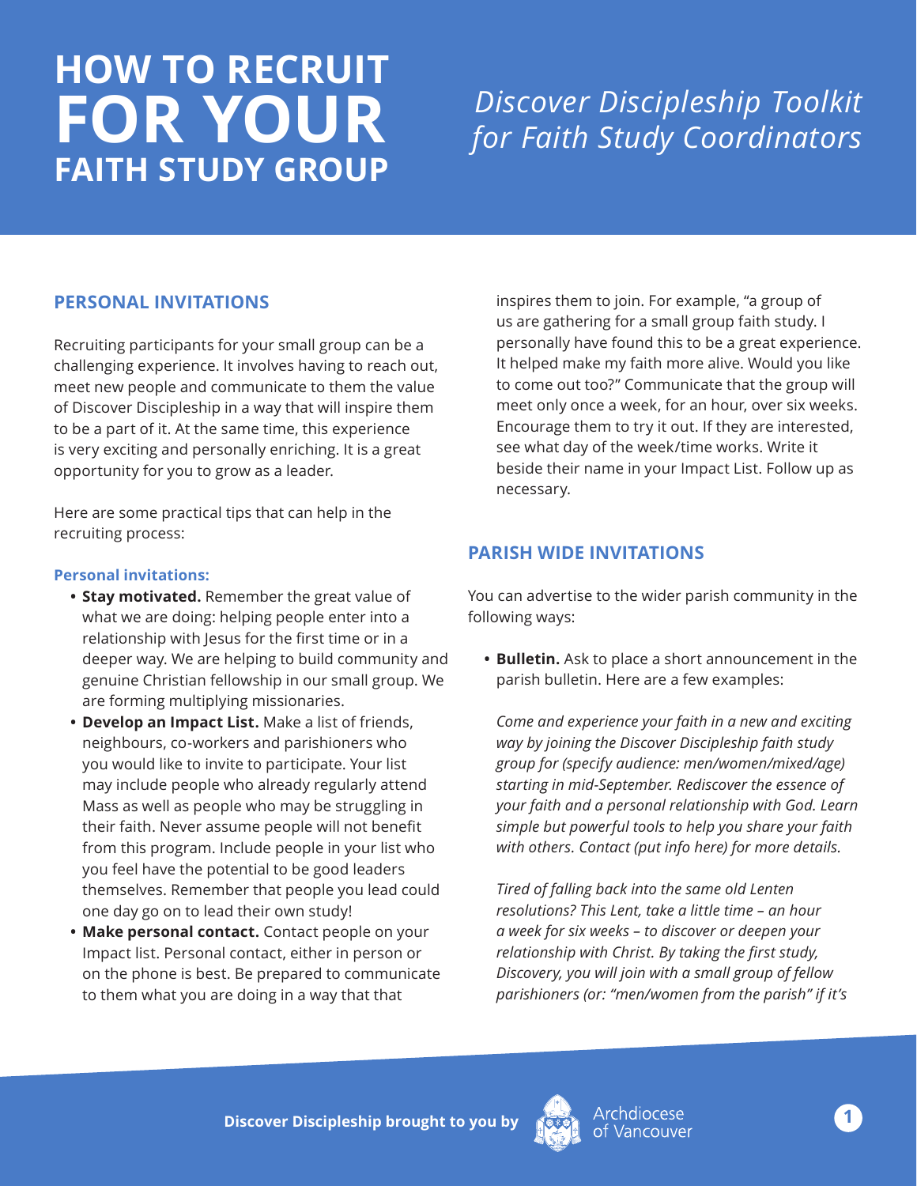# HOW TO RECRUIT FOR YOUR FAITH STUDY GROUP

*Discover Discipleship Toolkit for Faith Study Coordinators*

## PERSONAL INVITATIONS

Recruiting participants for your small group can be a challenging experience. It involves having to reach out, meet new people and communicate to them the value of Discover Discipleship in a way that will inspire them to be a part of it. At the same time, this experience is very exciting and personally enriching. It is a great opportunity for you to grow as a leader.

Here are some practical tips that can help in the recruiting process:

### Personal invitations:

- **Stay motivated.** Remember the great value of what we are doing: helping people enter into a relationship with Jesus for the first time or in a deeper way. We are helping to build community and genuine Christian fellowship in our small group. We are forming multiplying missionaries.
- **Develop an Impact List.** Make a list of friends, neighbours, co-workers and parishioners who you would like to invite to participate. Your list may include people who already regularly attend Mass as well as people who may be struggling in their faith. Never assume people will not benefit from this program. Include people in your list who you feel have the potential to be good leaders themselves. Remember that people you lead could one day go on to lead their own study!
- **Make personal contact.** Contact people on your Impact list. Personal contact, either in person or on the phone is best. Be prepared to communicate to them what you are doing in a way that that inspires them to join. For example, "a group of us are gathering for a small group faith study. I personally have found this to be a great experience. It helped make my faith more alive. Would you like to come out too?" Communicate that the group will meet only once a week, for an hour, over six weeks. Encourage them to try it out. If they are interested, see what day of the week/time works. Write it beside their name in your Impact List. Follow up as necessary.

## PARISH WIDE INVITATIONS

You can advertise to the wider parish community in the following ways:

- **Bulletin.** Ask to place a short announcement in the parish bulletin. Here are a few examples:

  *Come and experience your faith in a new and exciting way by joining the Discover Discipleship faith study group for (specify audience: men/women/mixed/age) starting in mid-September. Rediscover the essence of your faith and a personal relationship with God. Learn simple but powerful tools to help you share your faith with others. Contact (put info here) for more details.*

  *Tired of falling back into the same old Lenten resolutions? This Lent, take a little time – an hour a week for six weeks – to discover or deepen your relationship with Christ. By taking the first study, Discovery, you will join with a small group of fellow parishioners (or: "men/women from the parish" if it's*

Discover Discipleship brought to you by Archdiocese of Vancouver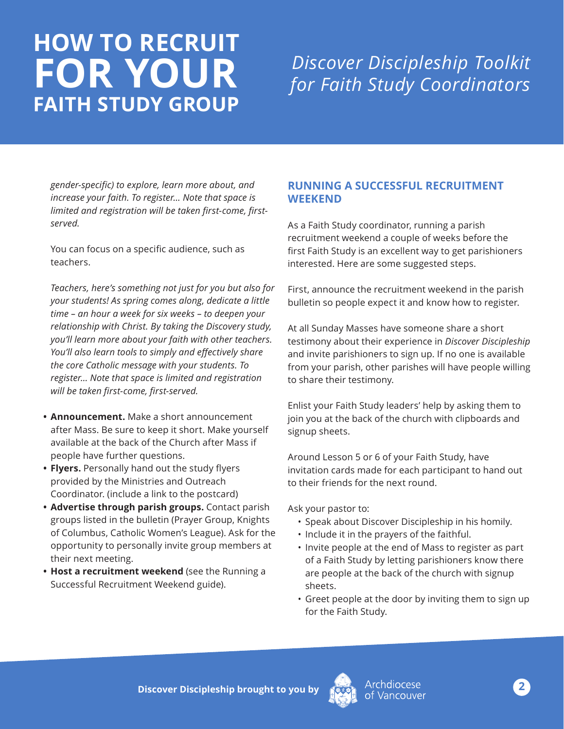*gender-specific) to explore, learn more about, and increase your faith. To register... Note that space is limited and registration will be taken first-come, first-served.*

You can focus on a specific audience, such as teachers.

*Teachers, here's something not just for you but also for your students! As spring comes along, dedicate a little time – an hour a week for six weeks – to deepen your relationship with Christ. By taking the Discovery study, you'll learn more about your faith with other teachers. You'll also learn tools to simply and effectively share the core Catholic message with your students. To register... Note that space is limited and registration will be taken first-come, first-served.*

- **Announcement.** Make a short announcement after Mass. Be sure to keep it short. Make yourself available at the back of the Church after Mass if people have further questions.
- **Flyers.** Personally hand out the study flyers provided by the Ministries and Outreach Coordinator. (include a link to the postcard)
- **Advertise through parish groups.** Contact parish groups listed in the bulletin (Prayer Group, Knights of Columbus, Catholic Women's League). Ask for the opportunity to personally invite group members at their next meeting.
- **Host a recruitment weekend** (see the Running a Successful Recruitment Weekend guide).

## RUNNING A SUCCESSFUL RECRUITMENT WEEKEND

As a Faith Study coordinator, running a parish recruitment weekend a couple of weeks before the first Faith Study is an excellent way to get parishioners interested. Here are some suggested steps.

First, announce the recruitment weekend in the parish bulletin so people expect it and know how to register.

At all Sunday Masses have someone share a short testimony about their experience in *Discover Discipleship* and invite parishioners to sign up. If no one is available from your parish, other parishes will have people willing to share their testimony.

Enlist your Faith Study leaders' help by asking them to join you at the back of the church with clipboards and signup sheets.

Around Lesson 5 or 6 of your Faith Study, have invitation cards made for each participant to hand out to their friends for the next round.

Ask your pastor to:

- Speak about Discover Discipleship in his homily.
- Include it in the prayers of the faithful.
- Invite people at the end of Mass to register as part of a Faith Study by letting parishioners know there are people at the back of the church with signup sheets.
- Greet people at the door by inviting them to sign up for the Faith Study.